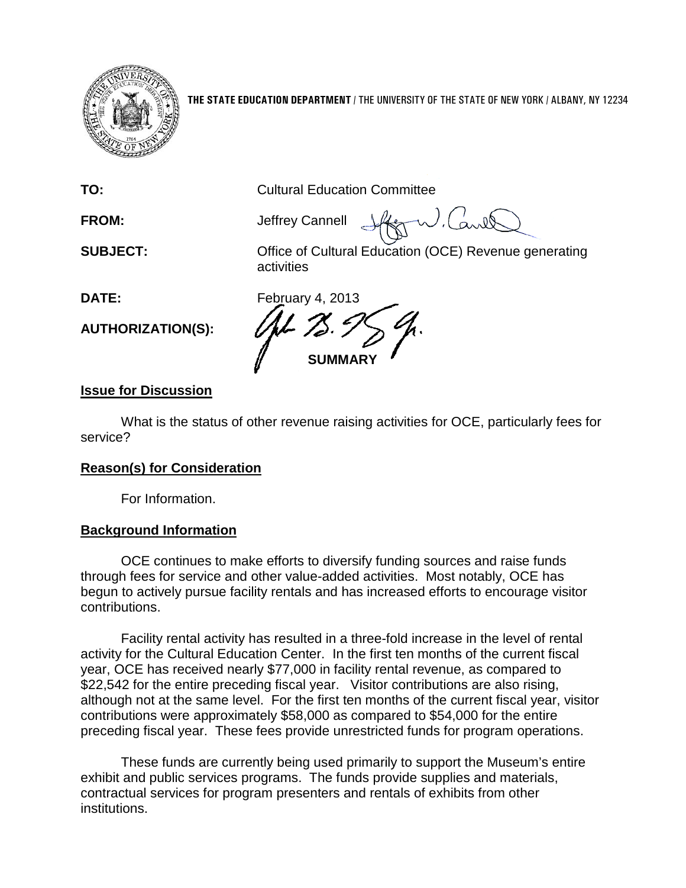**THE STATE EDUCATION DEPARTMENT** / THE UNIVERSITY OF THE STATE OF NEW YORK / ALBANY, NY 12234

**TO:** Cultural Education Committee

**FROM:** Jeffrey Cannell

**SUBJECT:** Office of Cultural Education (OCE) Revenue generating activities

**DATE:** February 4, 2013

**AUTHORIZATION(S):**

**SUMMARY**

## Issue for Discussion

What is the status of other revenue raising activities for OCE, particularly fees for service?

## Reason(s) for Consideration

For Information.

## Background Information

OCE continues to make efforts to diversify funding sources and raise funds through fees for service and other value-added activities. Most notably, OCE has begun to actively pursue facility rentals and has increased efforts to encourage visitor contributions.

Facility rental activity has resulted in a three-fold increase in the level of rental activity for the Cultural Education Center. In the first ten months of the current fiscal year, OCE has received nearly $77,000 in facility rental revenue, as compared to $22,542 for the entire preceding fiscal year. Visitor contributions are also rising, although not at the same level. For the first ten months of the current fiscal year, visitor contributions were approximately $58,000 as compared to $54,000 for the entire preceding fiscal year. These fees provide unrestricted funds for program operations.

These funds are currently being used primarily to support the Museum's entire exhibit and public services programs. The funds provide supplies and materials, contractual services for program presenters and rentals of exhibits from other institutions.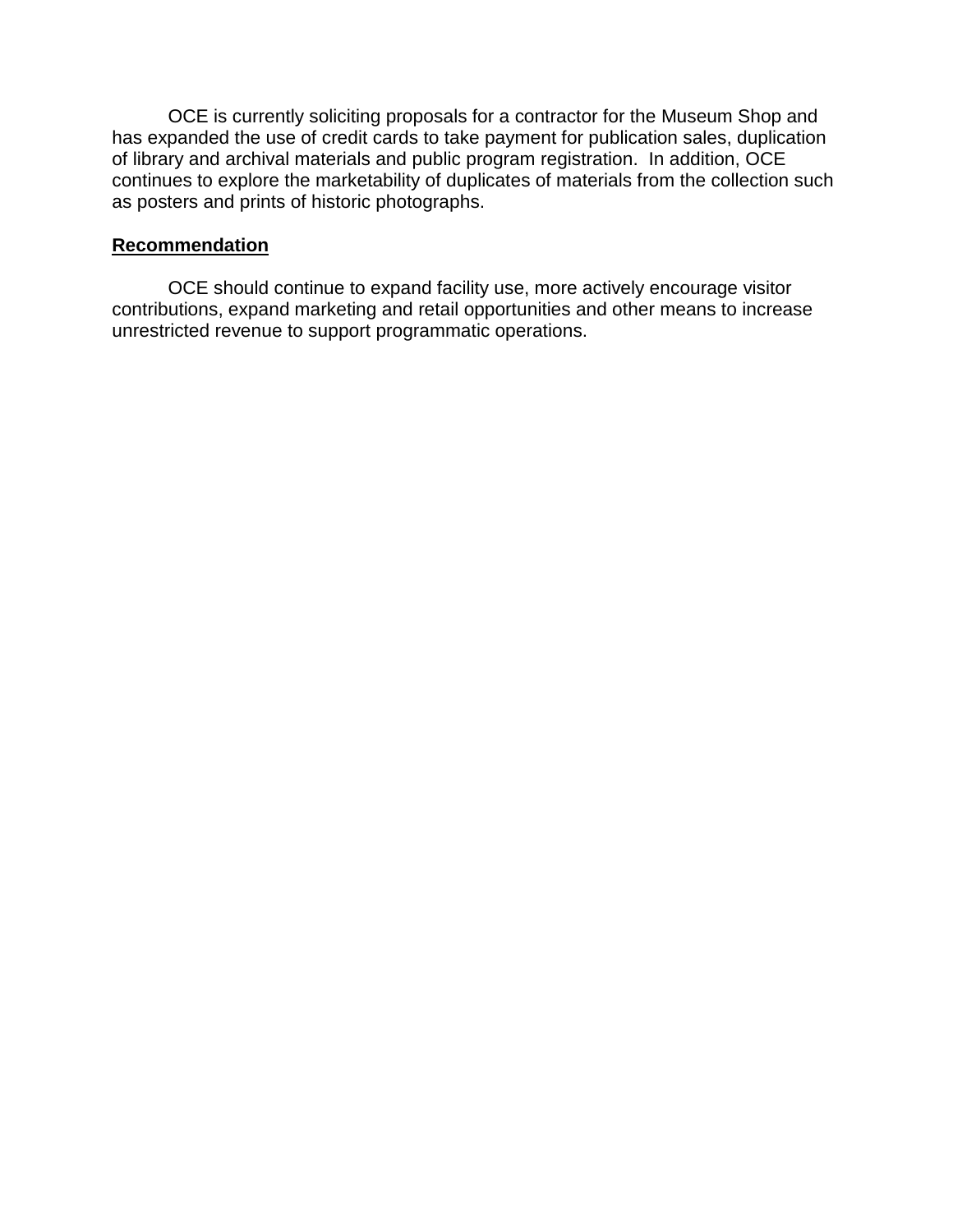OCE is currently soliciting proposals for a contractor for the Museum Shop and has expanded the use of credit cards to take payment for publication sales, duplication of library and archival materials and public program registration.  In addition, OCE continues to explore the marketability of duplicates of materials from the collection such as posters and prints of historic photographs.

**Recommendation**

OCE should continue to expand facility use, more actively encourage visitor contributions, expand marketing and retail opportunities and other means to increase unrestricted revenue to support programmatic operations.